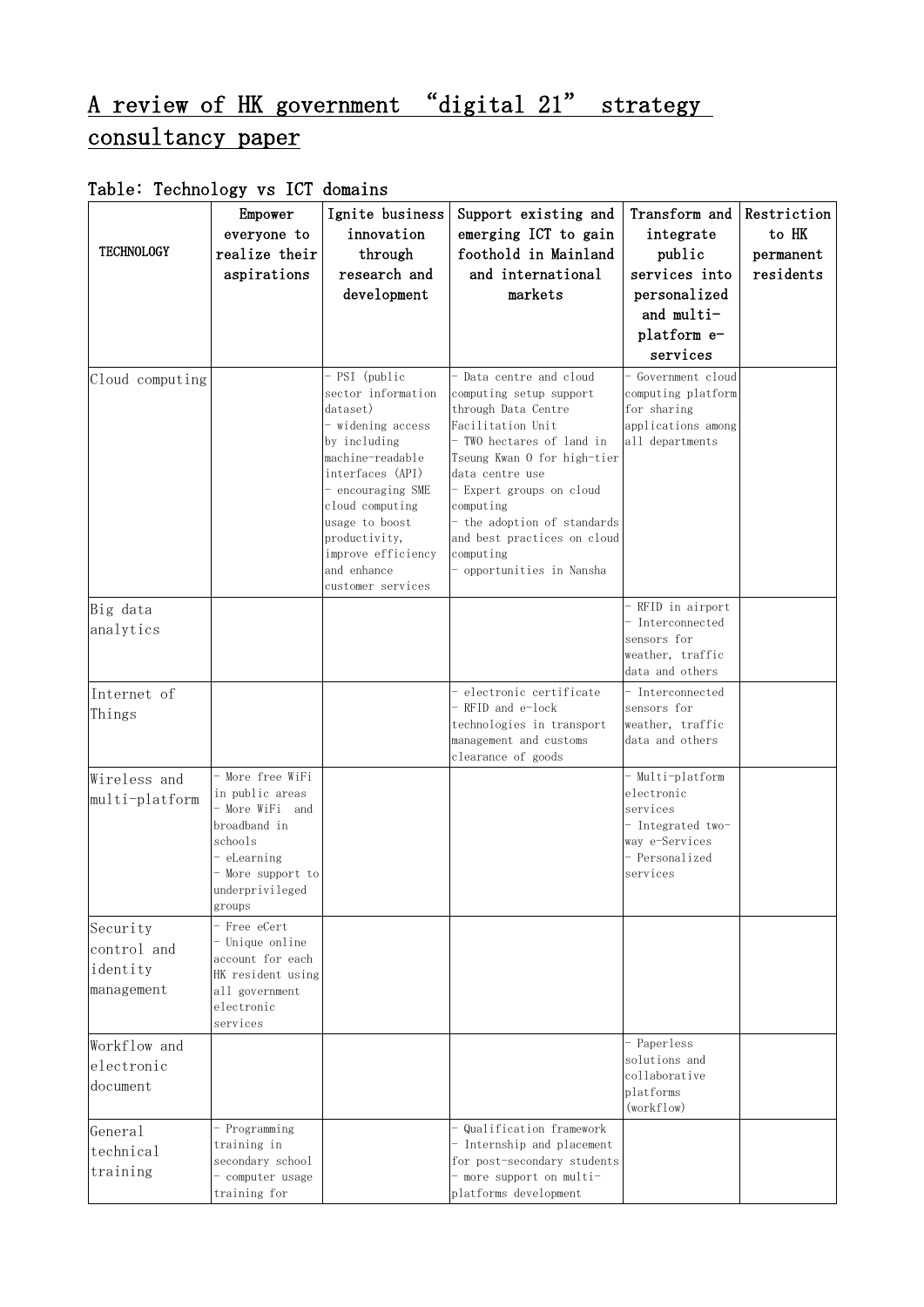# A review of HK government "digital 21" strategy consultancy paper

## Table: Technology vs ICT domains

| TECHNOLOGY | Empower everyone to realize their aspirations | Ignite business innovation through research and development | Support existing and emerging ICT to gain foothold in Mainland and international markets | Transform and integrate public services into personalized and multi-platform e-services | Restriction to HK permanent residents |
|---|---|---|---|---|---|
| Cloud computing | | - PSI (public sector information dataset)<br>- widening access by including machine-readable interfaces (API)<br>- encouraging SME cloud computing usage to boost productivity, improve efficiency and enhance customer services | - Data centre and cloud computing setup support through Data Centre Facilitation Unit<br>- TWO hectares of land in Tseung Kwan O for high-tier data centre use<br>- Expert groups on cloud computing<br>- the adoption of standards and best practices on cloud computing<br>- opportunities in Nansha | - Government cloud computing platform for sharing applications among all departments | |
| Big data analytics | | | | - RFID in airport<br>- Interconnected sensors for weather, traffic data and others | |
| Internet of Things | | | - electronic certificate<br>- RFID and e-lock technologies in transport management and customs clearance of goods | - Interconnected sensors for weather, traffic data and others | |
| Wireless and multi-platform | - More free WiFi in public areas<br>- More WiFi and broadband in schools<br>- eLearning<br>- More support to underprivileged groups | | | - Multi-platform electronic services<br>- Integrated two-way e-Services<br>- Personalized services | |
| Security control and identity management | - Free eCert<br>- Unique online account for each HK resident using all government electronic services | | | | |
| Workflow and electronic document | | | | - Paperless solutions and collaborative platforms (workflow) | |
| General technical training | - Programming training in secondary school<br>- computer usage training for | | - Qualification framework<br>- Internship and placement for post-secondary students<br>- more support on multi-platforms development | | |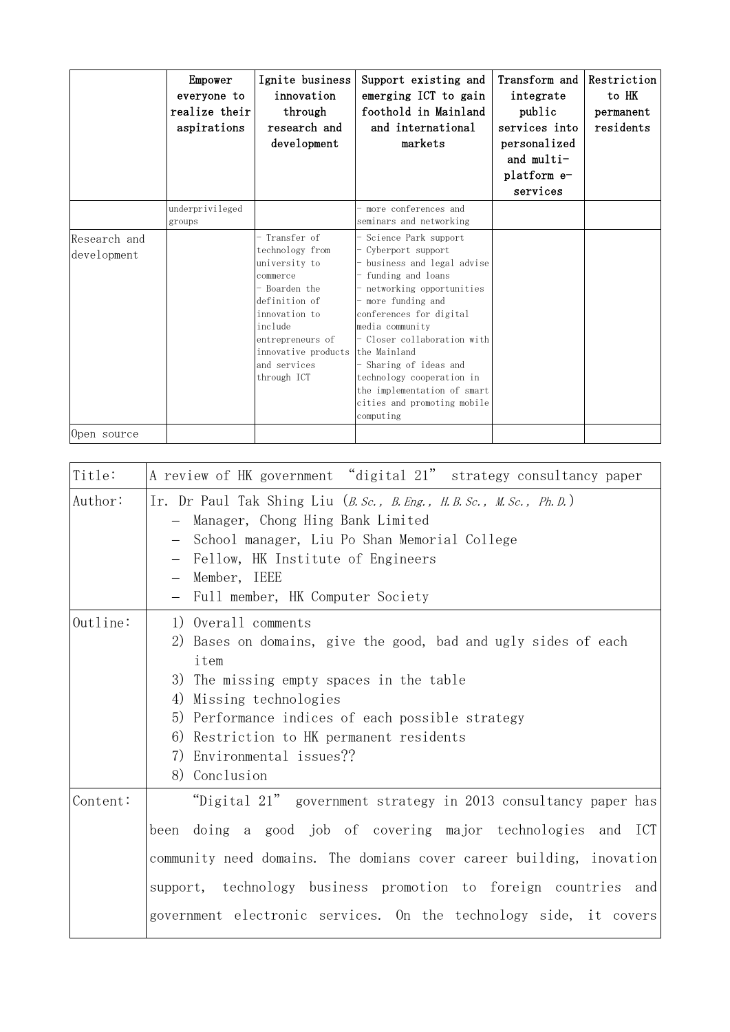| | Empower everyone to realize their aspirations | Ignite business innovation through research and development | Support existing and emerging ICT to gain foothold in Mainland and international markets | Transform and integrate public services into personalized and multi-platform e-services | Restriction to HK permanent residents |
|---|---|---|---|---|---|
| | underprivileged groups | | - more conferences and seminars and networking | | |
| Research and development | | - Transfer of technology from university to commerce<br>- Boarden the definition of innovation to include entrepreneurs of innovative products and services through ICT | - Science Park support<br>- Cyberport support<br>- business and legal advise<br>- funding and loans<br>- networking opportunities<br>- more funding and conferences for digital media community<br>- Closer collaboration with the Mainland<br>- Sharing of ideas and technology cooperation in the implementation of smart cities and promoting mobile computing | | |
| Open source | | | | | |

| | |
|---|---|
| Title: | A review of HK government "digital 21" strategy consultancy paper |
| Author: | Ir. Dr Paul Tak Shing Liu (*B.Sc., B.Eng., H.B.Sc., M.Sc., Ph.D.*)<br>– Manager, Chong Hing Bank Limited<br>– School manager, Liu Po Shan Memorial College<br>– Fellow, HK Institute of Engineers<br>– Member, IEEE<br>– Full member, HK Computer Society |
| Outline: | 1) Overall comments<br>2) Bases on domains, give the good, bad and ugly sides of each item<br>3) The missing empty spaces in the table<br>4) Missing technologies<br>5) Performance indices of each possible strategy<br>6) Restriction to HK permanent residents<br>7) Environmental issues??<br>8) Conclusion |
| Content: | "Digital 21" government strategy in 2013 consultancy paper has been doing a good job of covering major technologies and ICT community need domains. The domians cover career building, inovation support, technology business promotion to foreign countries and government electronic services. On the technology side, it covers |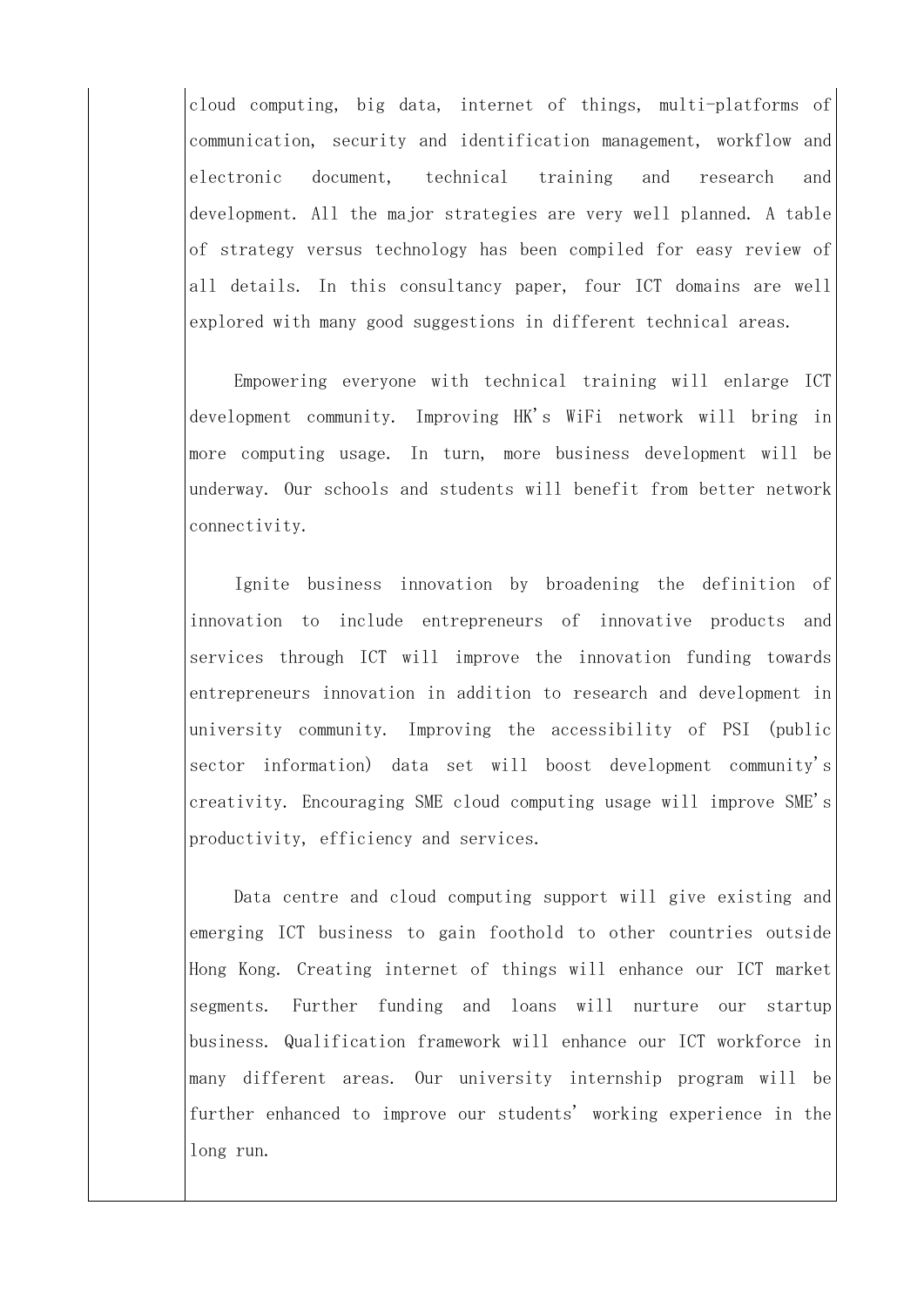cloud computing, big data, internet of things, multi-platforms of communication, security and identification management, workflow and electronic document, technical training and research and development. All the major strategies are very well planned. A table of strategy versus technology has been compiled for easy review of all details. In this consultancy paper, four ICT domains are well explored with many good suggestions in different technical areas.

Empowering everyone with technical training will enlarge ICT development community. Improving HK's WiFi network will bring in more computing usage. In turn, more business development will be underway. Our schools and students will benefit from better network connectivity.

Ignite business innovation by broadening the definition of innovation to include entrepreneurs of innovative products and services through ICT will improve the innovation funding towards entrepreneurs innovation in addition to research and development in university community. Improving the accessibility of PSI (public sector information) data set will boost development community's creativity. Encouraging SME cloud computing usage will improve SME's productivity, efficiency and services.

Data centre and cloud computing support will give existing and emerging ICT business to gain foothold to other countries outside Hong Kong. Creating internet of things will enhance our ICT market segments. Further funding and loans will nurture our startup business. Qualification framework will enhance our ICT workforce in many different areas. Our university internship program will be further enhanced to improve our students' working experience in the long run.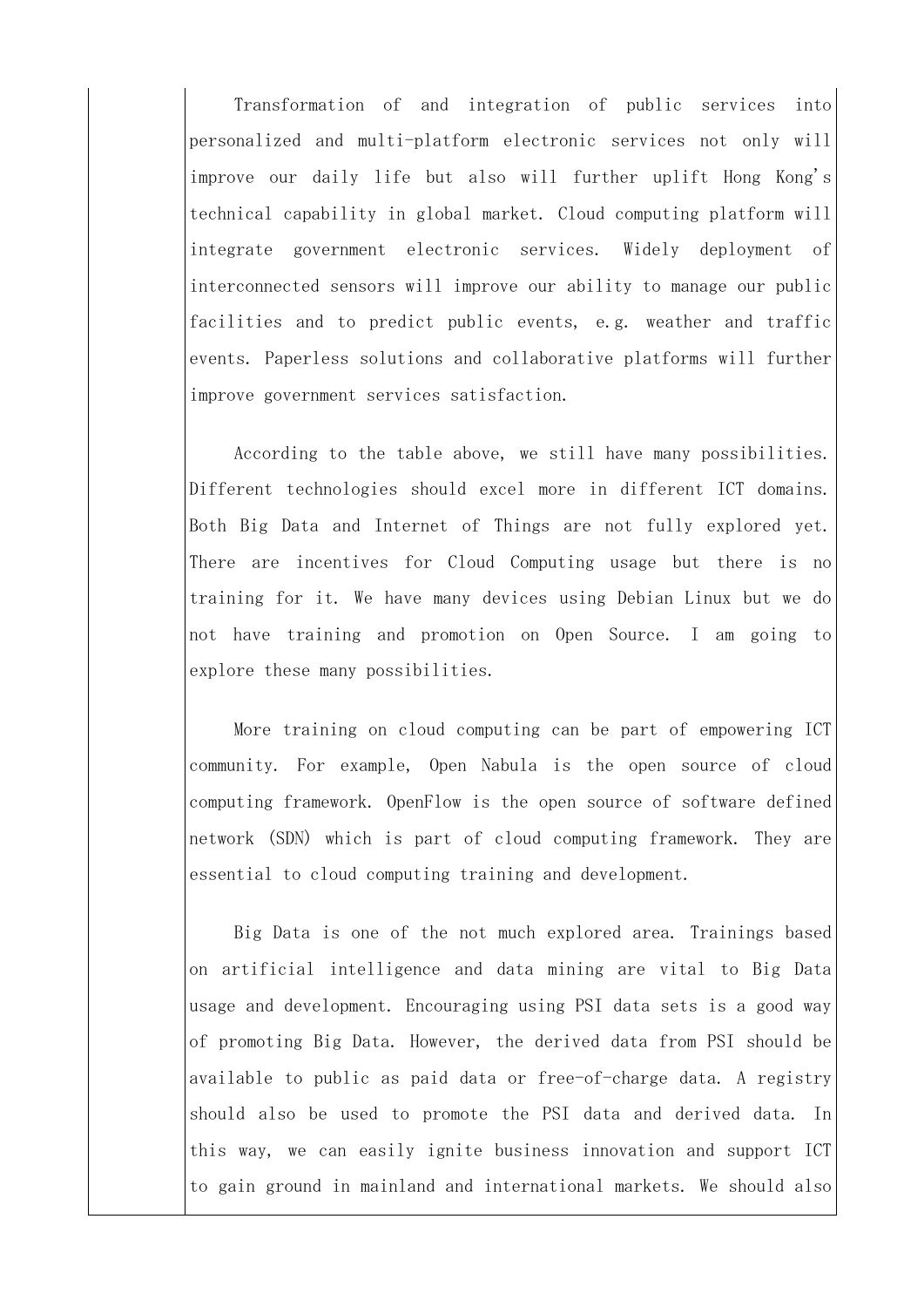Transformation of and integration of public services into personalized and multi-platform electronic services not only will improve our daily life but also will further uplift Hong Kong's technical capability in global market. Cloud computing platform will integrate government electronic services. Widely deployment of interconnected sensors will improve our ability to manage our public facilities and to predict public events, e.g. weather and traffic events. Paperless solutions and collaborative platforms will further improve government services satisfaction.

According to the table above, we still have many possibilities. Different technologies should excel more in different ICT domains. Both Big Data and Internet of Things are not fully explored yet. There are incentives for Cloud Computing usage but there is no training for it. We have many devices using Debian Linux but we do not have training and promotion on Open Source. I am going to explore these many possibilities.

More training on cloud computing can be part of empowering ICT community. For example, Open Nabula is the open source of cloud computing framework. OpenFlow is the open source of software defined network (SDN) which is part of cloud computing framework. They are essential to cloud computing training and development.

Big Data is one of the not much explored area. Trainings based on artificial intelligence and data mining are vital to Big Data usage and development. Encouraging using PSI data sets is a good way of promoting Big Data. However, the derived data from PSI should be available to public as paid data or free-of-charge data. A registry should also be used to promote the PSI data and derived data. In this way, we can easily ignite business innovation and support ICT to gain ground in mainland and international markets. We should also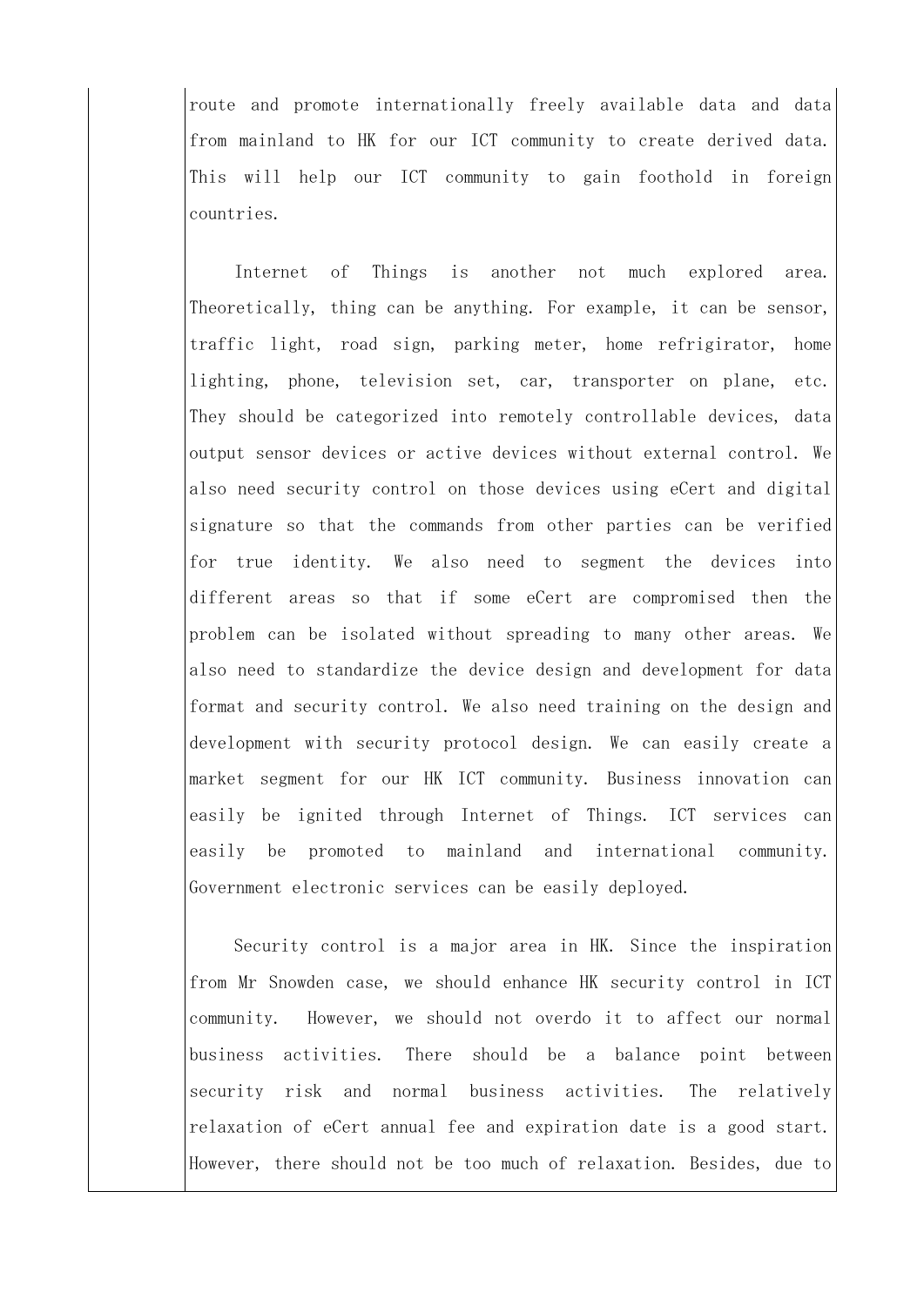route and promote internationally freely available data and data from mainland to HK for our ICT community to create derived data. This will help our ICT community to gain foothold in foreign countries.

Internet of Things is another not much explored area. Theoretically, thing can be anything. For example, it can be sensor, traffic light, road sign, parking meter, home refrigirator, home lighting, phone, television set, car, transporter on plane, etc. They should be categorized into remotely controllable devices, data output sensor devices or active devices without external control. We also need security control on those devices using eCert and digital signature so that the commands from other parties can be verified for true identity. We also need to segment the devices into different areas so that if some eCert are compromised then the problem can be isolated without spreading to many other areas. We also need to standardize the device design and development for data format and security control. We also need training on the design and development with security protocol design. We can easily create a market segment for our HK ICT community. Business innovation can easily be ignited through Internet of Things. ICT services can easily be promoted to mainland and international community. Government electronic services can be easily deployed.

Security control is a major area in HK. Since the inspiration from Mr Snowden case, we should enhance HK security control in ICT community. However, we should not overdo it to affect our normal business activities. There should be a balance point between security risk and normal business activities. The relatively relaxation of eCert annual fee and expiration date is a good start. However, there should not be too much of relaxation. Besides, due to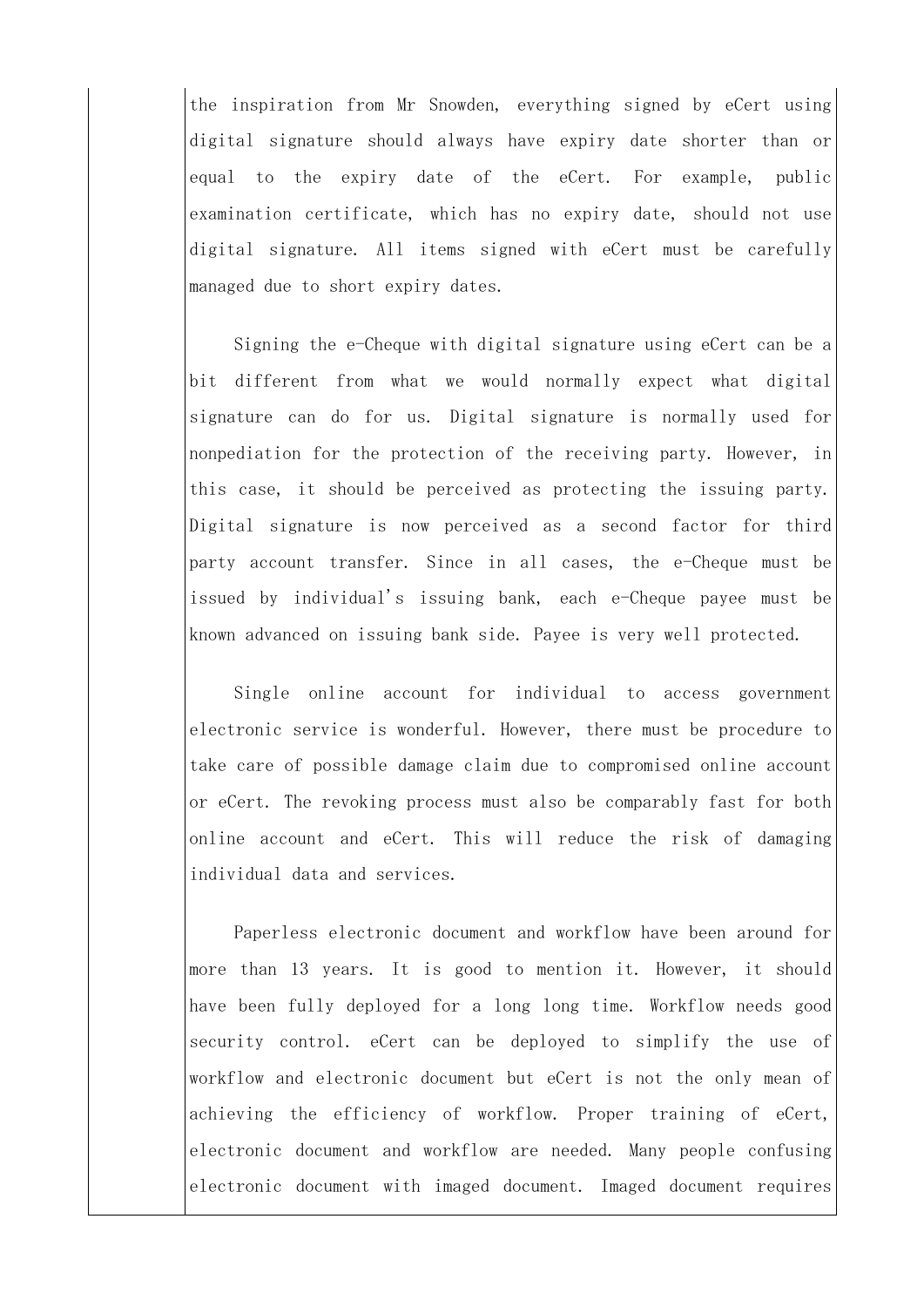the inspiration from Mr Snowden, everything signed by eCert using digital signature should always have expiry date shorter than or equal to the expiry date of the eCert. For example, public examination certificate, which has no expiry date, should not use digital signature. All items signed with eCert must be carefully managed due to short expiry dates.

Signing the e-Cheque with digital signature using eCert can be a bit different from what we would normally expect what digital signature can do for us. Digital signature is normally used for nonpediation for the protection of the receiving party. However, in this case, it should be perceived as protecting the issuing party. Digital signature is now perceived as a second factor for third party account transfer. Since in all cases, the e-Cheque must be issued by individual's issuing bank, each e-Cheque payee must be known advanced on issuing bank side. Payee is very well protected.

Single online account for individual to access government electronic service is wonderful. However, there must be procedure to take care of possible damage claim due to compromised online account or eCert. The revoking process must also be comparably fast for both online account and eCert. This will reduce the risk of damaging individual data and services.

Paperless electronic document and workflow have been around for more than 13 years. It is good to mention it. However, it should have been fully deployed for a long long time. Workflow needs good security control. eCert can be deployed to simplify the use of workflow and electronic document but eCert is not the only mean of achieving the efficiency of workflow. Proper training of eCert, electronic document and workflow are needed. Many people confusing electronic document with imaged document. Imaged document requires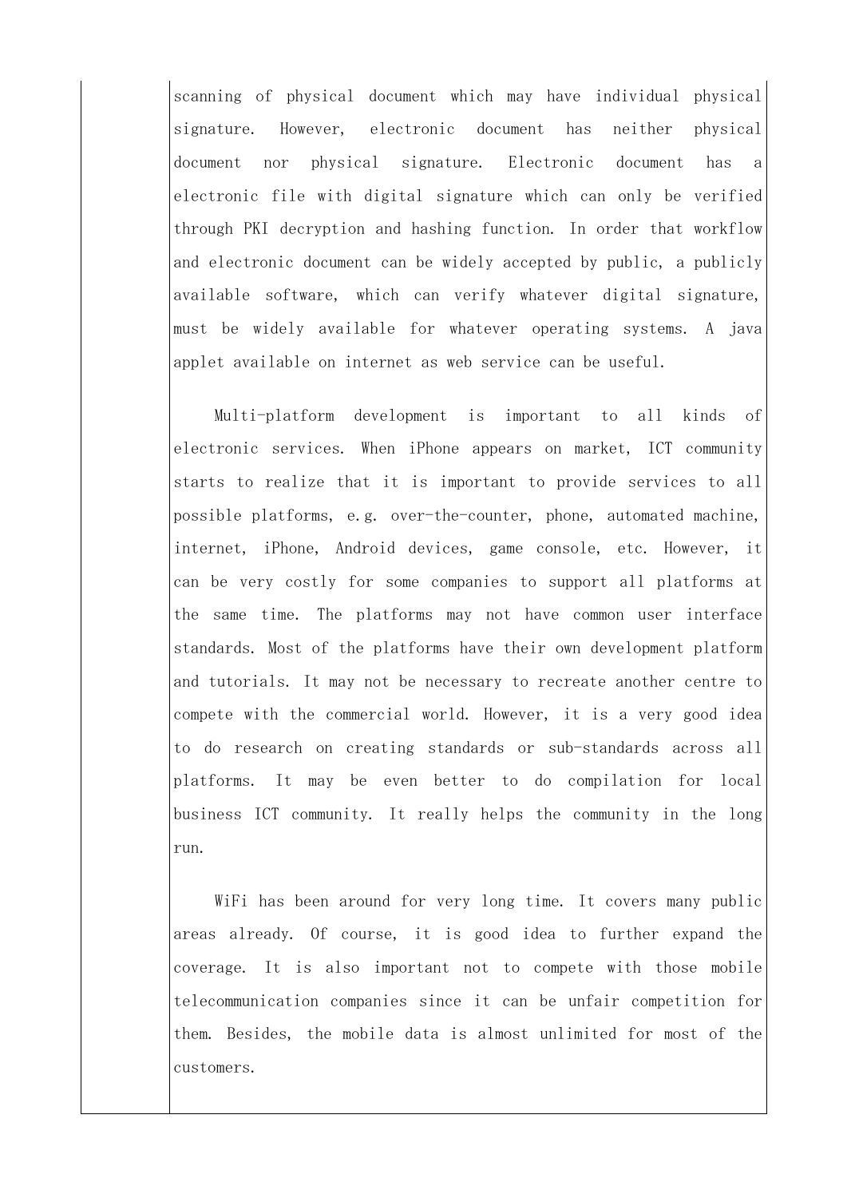scanning of physical document which may have individual physical signature. However, electronic document has neither physical document nor physical signature. Electronic document has a electronic file with digital signature which can only be verified through PKI decryption and hashing function. In order that workflow and electronic document can be widely accepted by public, a publicly available software, which can verify whatever digital signature, must be widely available for whatever operating systems. A java applet available on internet as web service can be useful.

Multi-platform development is important to all kinds of electronic services. When iPhone appears on market, ICT community starts to realize that it is important to provide services to all possible platforms, e.g. over-the-counter, phone, automated machine, internet, iPhone, Android devices, game console, etc. However, it can be very costly for some companies to support all platforms at the same time. The platforms may not have common user interface standards. Most of the platforms have their own development platform and tutorials. It may not be necessary to recreate another centre to compete with the commercial world. However, it is a very good idea to do research on creating standards or sub-standards across all platforms. It may be even better to do compilation for local business ICT community. It really helps the community in the long run.

WiFi has been around for very long time. It covers many public areas already. Of course, it is good idea to further expand the coverage. It is also important not to compete with those mobile telecommunication companies since it can be unfair competition for them. Besides, the mobile data is almost unlimited for most of the customers.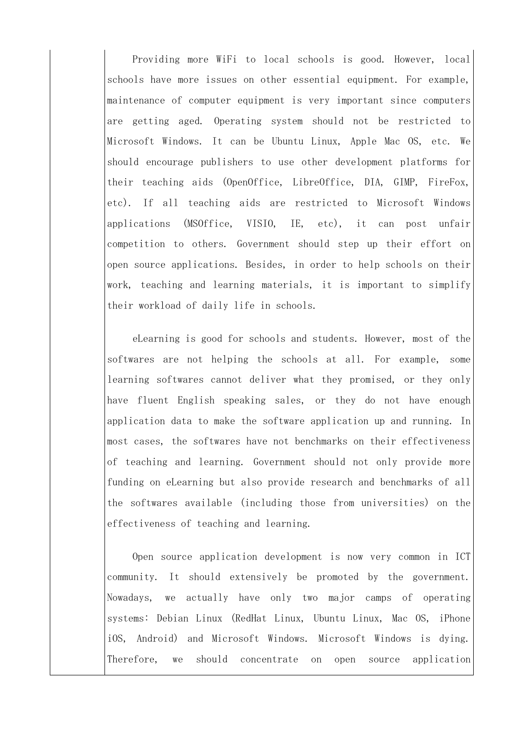Providing more WiFi to local schools is good. However, local schools have more issues on other essential equipment. For example, maintenance of computer equipment is very important since computers are getting aged. Operating system should not be restricted to Microsoft Windows. It can be Ubuntu Linux, Apple Mac OS, etc. We should encourage publishers to use other development platforms for their teaching aids (OpenOffice, LibreOffice, DIA, GIMP, FireFox, etc). If all teaching aids are restricted to Microsoft Windows applications (MSOffice, VISIO, IE, etc), it can post unfair competition to others. Government should step up their effort on open source applications. Besides, in order to help schools on their work, teaching and learning materials, it is important to simplify their workload of daily life in schools.

eLearning is good for schools and students. However, most of the softwares are not helping the schools at all. For example, some learning softwares cannot deliver what they promised, or they only have fluent English speaking sales, or they do not have enough application data to make the software application up and running. In most cases, the softwares have not benchmarks on their effectiveness of teaching and learning. Government should not only provide more funding on eLearning but also provide research and benchmarks of all the softwares available (including those from universities) on the effectiveness of teaching and learning.

Open source application development is now very common in ICT community. It should extensively be promoted by the government. Nowadays, we actually have only two major camps of operating systems: Debian Linux (RedHat Linux, Ubuntu Linux, Mac OS, iPhone iOS, Android) and Microsoft Windows. Microsoft Windows is dying. Therefore, we should concentrate on open source application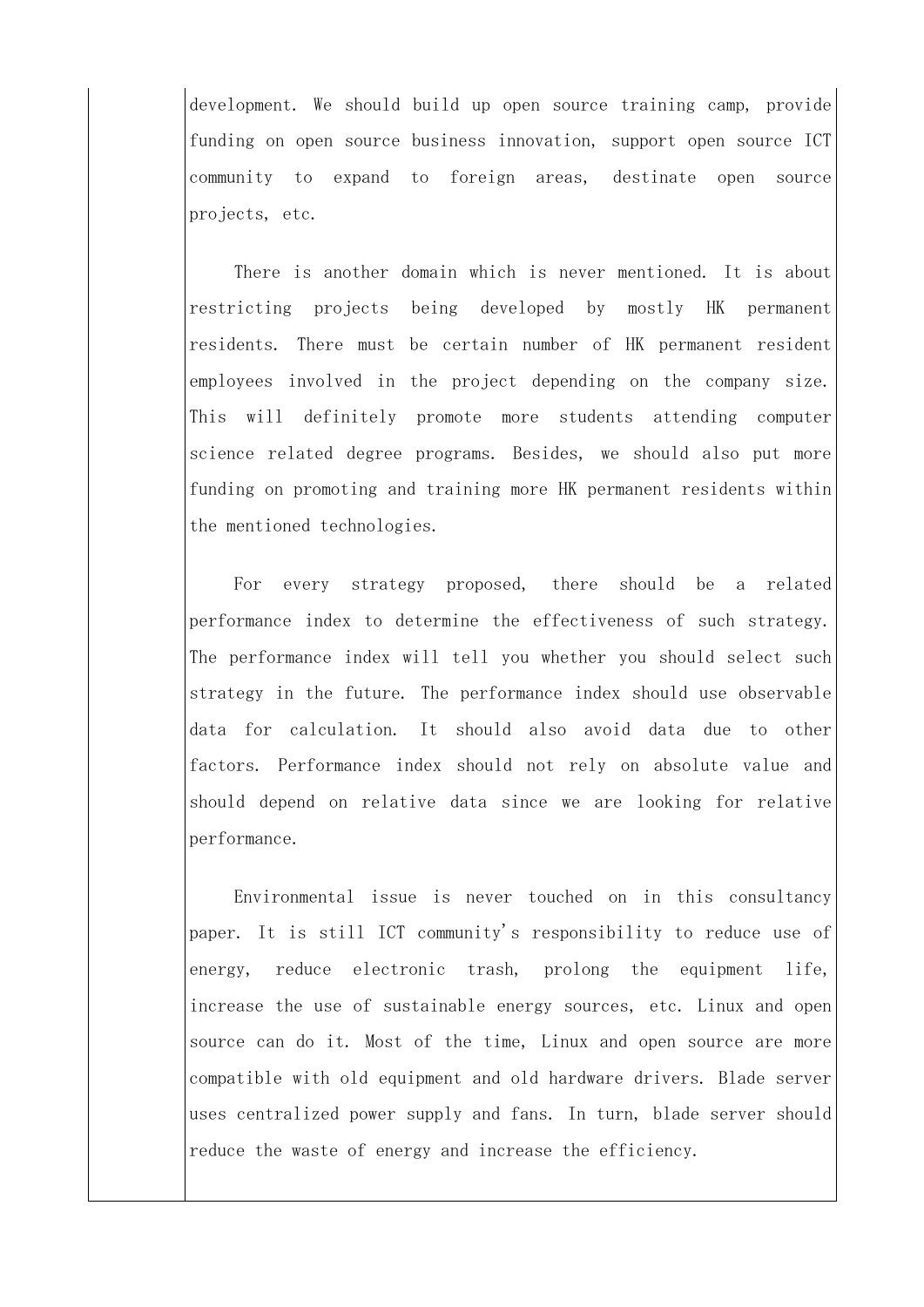development. We should build up open source training camp, provide funding on open source business innovation, support open source ICT community to expand to foreign areas, destinate open source projects, etc.

There is another domain which is never mentioned. It is about restricting projects being developed by mostly HK permanent residents. There must be certain number of HK permanent resident employees involved in the project depending on the company size. This will definitely promote more students attending computer science related degree programs. Besides, we should also put more funding on promoting and training more HK permanent residents within the mentioned technologies.

For every strategy proposed, there should be a related performance index to determine the effectiveness of such strategy. The performance index will tell you whether you should select such strategy in the future. The performance index should use observable data for calculation. It should also avoid data due to other factors. Performance index should not rely on absolute value and should depend on relative data since we are looking for relative performance.

Environmental issue is never touched on in this consultancy paper. It is still ICT community's responsibility to reduce use of energy, reduce electronic trash, prolong the equipment life, increase the use of sustainable energy sources, etc. Linux and open source can do it. Most of the time, Linux and open source are more compatible with old equipment and old hardware drivers. Blade server uses centralized power supply and fans. In turn, blade server should reduce the waste of energy and increase the efficiency.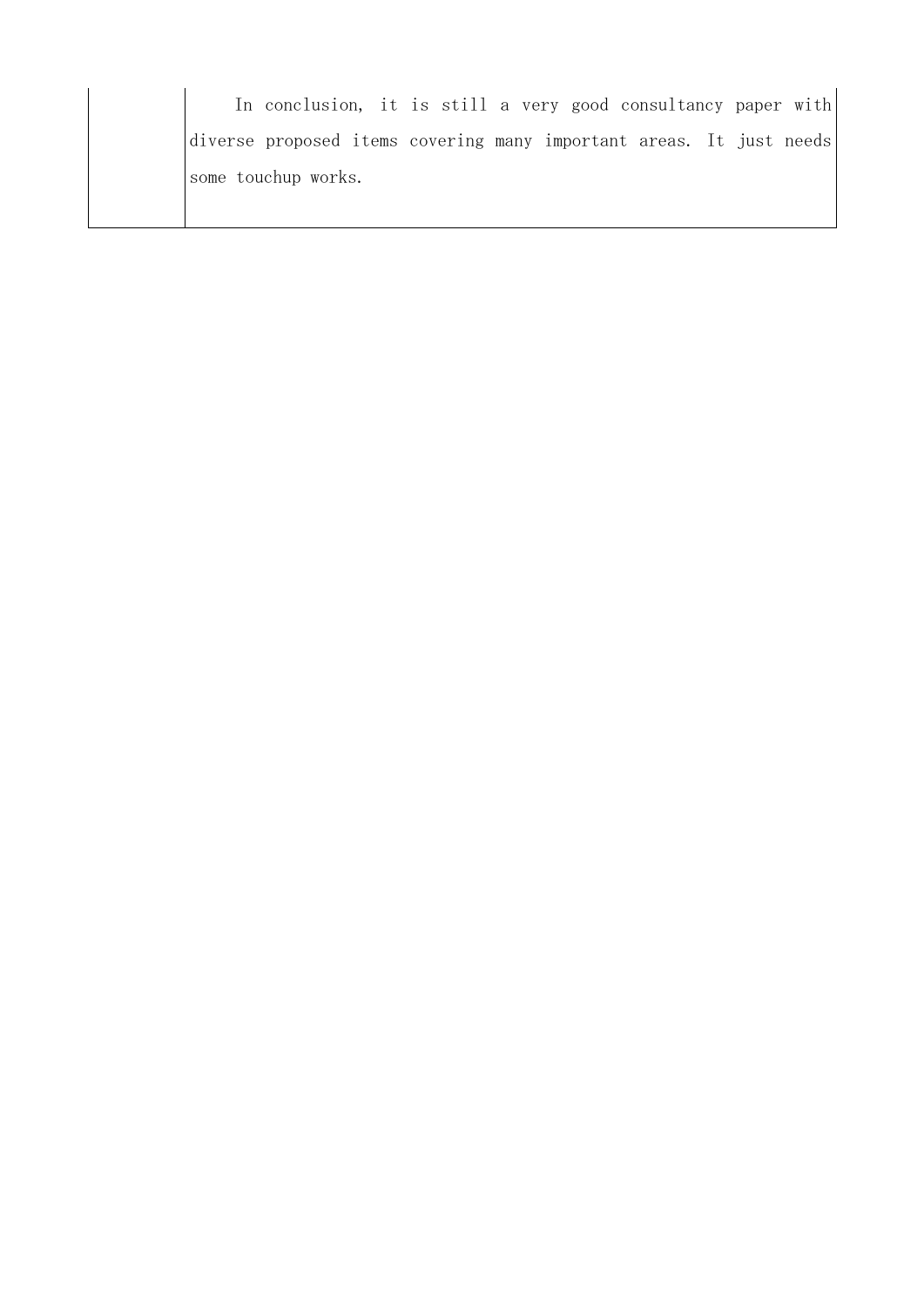| | |
|---|---|
| | In conclusion, it is still a very good consultancy paper with diverse proposed items covering many important areas. It just needs some touchup works. |